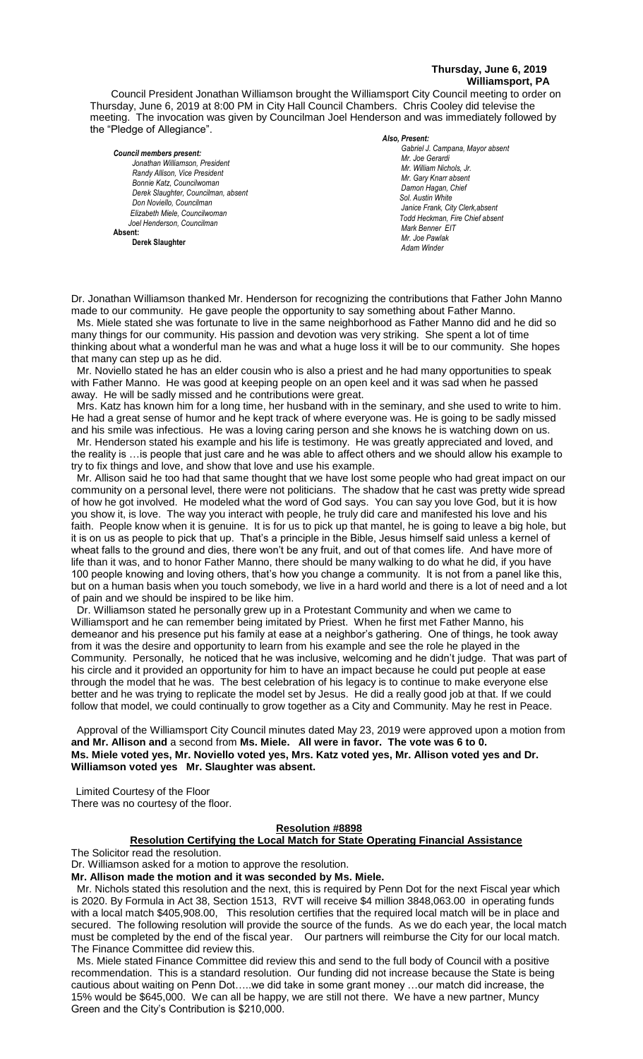**Thursday, June 6, 2019**
**Williamsport, PA**

Council President Jonathan Williamson brought the Williamsport City Council meeting to order on Thursday, June 6, 2019 at 8:00 PM in City Hall Council Chambers. Chris Cooley did televise the meeting. The invocation was given by Councilman Joel Henderson and was immediately followed by the "Pledge of Allegiance".

*Council members present:*
*Jonathan Williamson, President*
*Randy Allison, Vice President*
*Bonnie Katz, Councilwoman*
*Derek Slaughter, Councilman, absent*
*Don Noviello, Councilman*
*Elizabeth Miele, Councilwoman*
*Joel Henderson, Councilman*
**Absent:**
**Derek Slaughter**

*Also, Present:*
*Gabriel J. Campana, Mayor absent*
*Mr. Joe Gerardi*
*Mr. William Nichols, Jr.*
*Mr. Gary Knarr absent*
*Damon Hagan, Chief*
*Sol. Austin White*
*Janice Frank, City Clerk,absent*
*Todd Heckman, Fire Chief absent*
*Mark Benner EIT*
*Mr. Joe Pawlak*
*Adam Winder*

Dr. Jonathan Williamson thanked Mr. Henderson for recognizing the contributions that Father John Manno made to our community. He gave people the opportunity to say something about Father Manno.

Ms. Miele stated she was fortunate to live in the same neighborhood as Father Manno did and he did so many things for our community. His passion and devotion was very striking. She spent a lot of time thinking about what a wonderful man he was and what a huge loss it will be to our community. She hopes that many can step up as he did.

Mr. Noviello stated he has an elder cousin who is also a priest and he had many opportunities to speak with Father Manno. He was good at keeping people on an open keel and it was sad when he passed away. He will be sadly missed and he contributions were great.

Mrs. Katz has known him for a long time, her husband with in the seminary, and she used to write to him. He had a great sense of humor and he kept track of where everyone was. He is going to be sadly missed and his smile was infectious. He was a loving caring person and she knows he is watching down on us.

Mr. Henderson stated his example and his life is testimony. He was greatly appreciated and loved, and the reality is …is people that just care and he was able to affect others and we should allow his example to try to fix things and love, and show that love and use his example.

Mr. Allison said he too had that same thought that we have lost some people who had great impact on our community on a personal level, there were not politicians. The shadow that he cast was pretty wide spread of how he got involved. He modeled what the word of God says. You can say you love God, but it is how you show it, is love. The way you interact with people, he truly did care and manifested his love and his faith. People know when it is genuine. It is for us to pick up that mantel, he is going to leave a big hole, but it is on us as people to pick that up. That's a principle in the Bible, Jesus himself said unless a kernel of wheat falls to the ground and dies, there won't be any fruit, and out of that comes life. And have more of life than it was, and to honor Father Manno, there should be many walking to do what he did, if you have 100 people knowing and loving others, that's how you change a community. It is not from a panel like this, but on a human basis when you touch somebody, we live in a hard world and there is a lot of need and a lot of pain and we should be inspired to be like him.

Dr. Williamson stated he personally grew up in a Protestant Community and when we came to Williamsport and he can remember being imitated by Priest. When he first met Father Manno, his demeanor and his presence put his family at ease at a neighbor's gathering. One of things, he took away from it was the desire and opportunity to learn from his example and see the role he played in the Community. Personally, he noticed that he was inclusive, welcoming and he didn't judge. That was part of his circle and it provided an opportunity for him to have an impact because he could put people at ease through the model that he was. The best celebration of his legacy is to continue to make everyone else better and he was trying to replicate the model set by Jesus. He did a really good job at that. If we could follow that model, we could continually to grow together as a City and Community. May he rest in Peace.

Approval of the Williamsport City Council minutes dated May 23, 2019 were approved upon a motion from **and Mr. Allison and** a second from **Ms. Miele. All were in favor. The vote was 6 to 0. Ms. Miele voted yes, Mr. Noviello voted yes, Mrs. Katz voted yes, Mr. Allison voted yes and Dr. Williamson voted yes Mr. Slaughter was absent.**

Limited Courtesy of the Floor
There was no courtesy of the floor.

**Resolution #8898**

**Resolution Certifying the Local Match for State Operating Financial Assistance**

The Solicitor read the resolution.
Dr. Williamson asked for a motion to approve the resolution.

**Mr. Allison made the motion and it was seconded by Ms. Miele.**

Mr. Nichols stated this resolution and the next, this is required by Penn Dot for the next Fiscal year which is 2020. By Formula in Act 38, Section 1513, RVT will receive $4 million 3848,063.00 in operating funds with a local match $405,908.00, This resolution certifies that the required local match will be in place and secured. The following resolution will provide the source of the funds. As we do each year, the local match must be completed by the end of the fiscal year. Our partners will reimburse the City for our local match. The Finance Committee did review this.

Ms. Miele stated Finance Committee did review this and send to the full body of Council with a positive recommendation. This is a standard resolution. Our funding did not increase because the State is being cautious about waiting on Penn Dot…..we did take in some grant money …our match did increase, the 15% would be $645,000. We can all be happy, we are still not there. We have a new partner, Muncy Green and the City's Contribution is $210,000.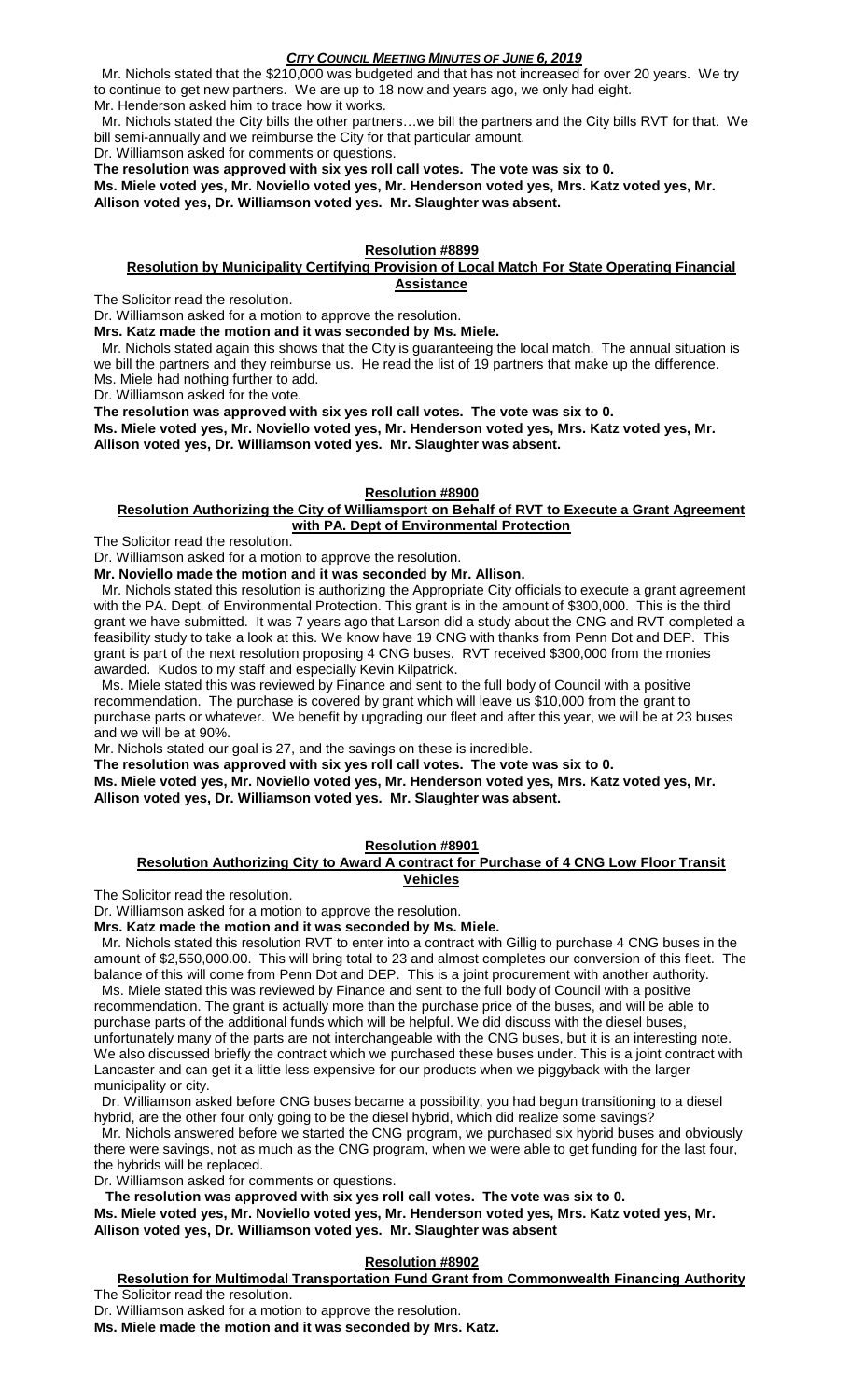Mr. Nichols stated that the $210,000 was budgeted and that has not increased for over 20 years. We try to continue to get new partners. We are up to 18 now and years ago, we only had eight.

Mr. Henderson asked him to trace how it works.

Mr. Nichols stated the City bills the other partners…we bill the partners and the City bills RVT for that. We bill semi-annually and we reimburse the City for that particular amount.

Dr. Williamson asked for comments or questions.

**The resolution was approved with six yes roll call votes. The vote was six to 0.**

**Ms. Miele voted yes, Mr. Noviello voted yes, Mr. Henderson voted yes, Mrs. Katz voted yes, Mr. Allison voted yes, Dr. Williamson voted yes. Mr. Slaughter was absent.**

**Resolution #8899**

**Resolution by Municipality Certifying Provision of Local Match For State Operating Financial Assistance**

The Solicitor read the resolution.

Dr. Williamson asked for a motion to approve the resolution.

**Mrs. Katz made the motion and it was seconded by Ms. Miele.**

Mr. Nichols stated again this shows that the City is guaranteeing the local match. The annual situation is we bill the partners and they reimburse us. He read the list of 19 partners that make up the difference.

Ms. Miele had nothing further to add.

Dr. Williamson asked for the vote.

**The resolution was approved with six yes roll call votes. The vote was six to 0.**

**Ms. Miele voted yes, Mr. Noviello voted yes, Mr. Henderson voted yes, Mrs. Katz voted yes, Mr. Allison voted yes, Dr. Williamson voted yes. Mr. Slaughter was absent.**

**Resolution #8900**

**Resolution Authorizing the City of Williamsport on Behalf of RVT to Execute a Grant Agreement with PA. Dept of Environmental Protection**

The Solicitor read the resolution.

Dr. Williamson asked for a motion to approve the resolution.

**Mr. Noviello made the motion and it was seconded by Mr. Allison.**

Mr. Nichols stated this resolution is authorizing the Appropriate City officials to execute a grant agreement with the PA. Dept. of Environmental Protection. This grant is in the amount of $300,000. This is the third grant we have submitted. It was 7 years ago that Larson did a study about the CNG and RVT completed a feasibility study to take a look at this. We know have 19 CNG with thanks from Penn Dot and DEP. This grant is part of the next resolution proposing 4 CNG buses. RVT received $300,000 from the monies awarded. Kudos to my staff and especially Kevin Kilpatrick.

Ms. Miele stated this was reviewed by Finance and sent to the full body of Council with a positive recommendation. The purchase is covered by grant which will leave us $10,000 from the grant to purchase parts or whatever. We benefit by upgrading our fleet and after this year, we will be at 23 buses and we will be at 90%.

Mr. Nichols stated our goal is 27, and the savings on these is incredible.

**The resolution was approved with six yes roll call votes. The vote was six to 0.**

**Ms. Miele voted yes, Mr. Noviello voted yes, Mr. Henderson voted yes, Mrs. Katz voted yes, Mr. Allison voted yes, Dr. Williamson voted yes. Mr. Slaughter was absent.**

**Resolution #8901**

**Resolution Authorizing City to Award A contract for Purchase of 4 CNG Low Floor Transit Vehicles**

The Solicitor read the resolution.

Dr. Williamson asked for a motion to approve the resolution.

**Mrs. Katz made the motion and it was seconded by Ms. Miele.**

Mr. Nichols stated this resolution RVT to enter into a contract with Gillig to purchase 4 CNG buses in the amount of $2,550,000.00. This will bring total to 23 and almost completes our conversion of this fleet. The balance of this will come from Penn Dot and DEP. This is a joint procurement with another authority.

Ms. Miele stated this was reviewed by Finance and sent to the full body of Council with a positive recommendation. The grant is actually more than the purchase price of the buses, and will be able to purchase parts of the additional funds which will be helpful. We did discuss with the diesel buses, unfortunately many of the parts are not interchangeable with the CNG buses, but it is an interesting note. We also discussed briefly the contract which we purchased these buses under. This is a joint contract with Lancaster and can get it a little less expensive for our products when we piggyback with the larger municipality or city.

Dr. Williamson asked before CNG buses became a possibility, you had begun transitioning to a diesel hybrid, are the other four only going to be the diesel hybrid, which did realize some savings?

Mr. Nichols answered before we started the CNG program, we purchased six hybrid buses and obviously there were savings, not as much as the CNG program, when we were able to get funding for the last four, the hybrids will be replaced.

Dr. Williamson asked for comments or questions.

**The resolution was approved with six yes roll call votes. The vote was six to 0.**

**Ms. Miele voted yes, Mr. Noviello voted yes, Mr. Henderson voted yes, Mrs. Katz voted yes, Mr. Allison voted yes, Dr. Williamson voted yes. Mr. Slaughter was absent**

**Resolution #8902**

**Resolution for Multimodal Transportation Fund Grant from Commonwealth Financing Authority**

The Solicitor read the resolution.

Dr. Williamson asked for a motion to approve the resolution.

**Ms. Miele made the motion and it was seconded by Mrs. Katz.**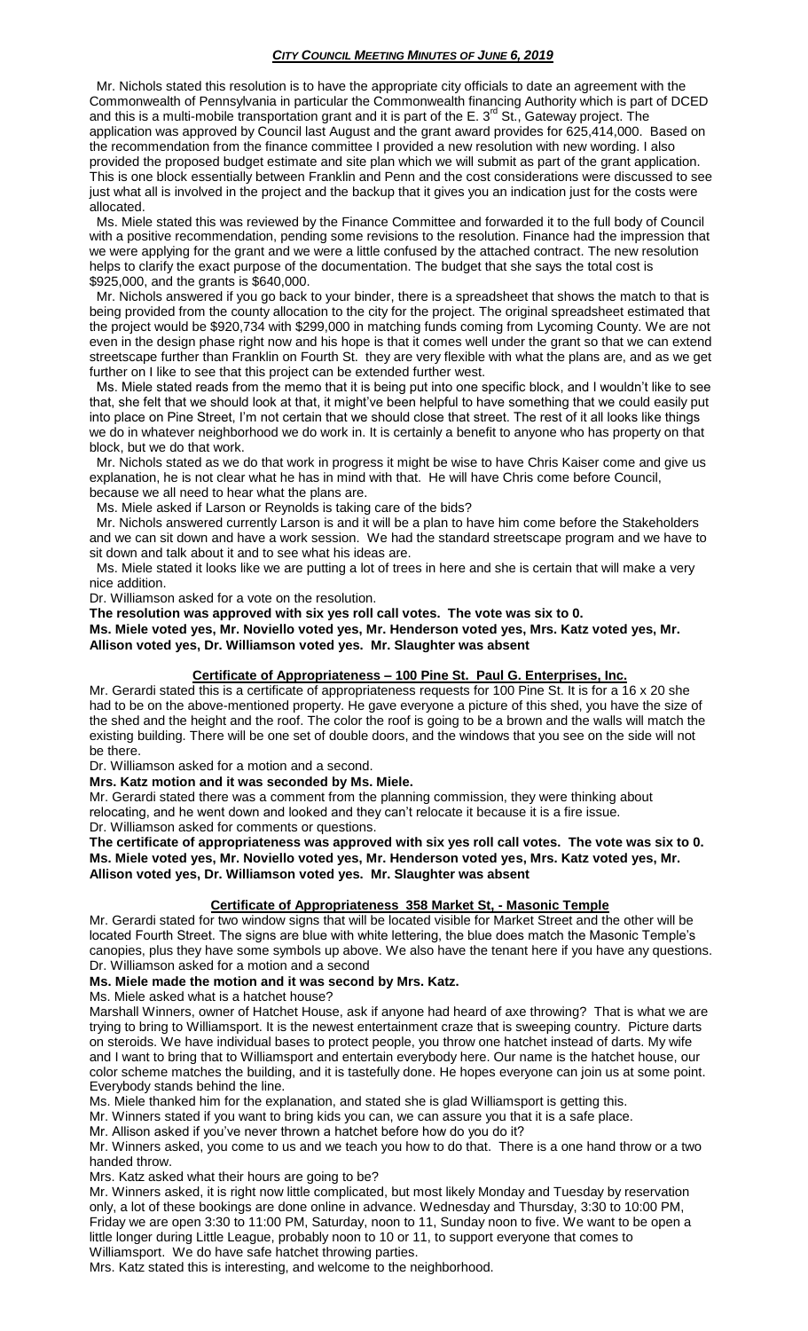Mr. Nichols stated this resolution is to have the appropriate city officials to date an agreement with the Commonwealth of Pennsylvania in particular the Commonwealth financing Authority which is part of DCED and this is a multi-mobile transportation grant and it is part of the E. 3rd St., Gateway project. The application was approved by Council last August and the grant award provides for 625,414,000. Based on the recommendation from the finance committee I provided a new resolution with new wording. I also provided the proposed budget estimate and site plan which we will submit as part of the grant application. This is one block essentially between Franklin and Penn and the cost considerations were discussed to see just what all is involved in the project and the backup that it gives you an indication just for the costs were allocated.

Ms. Miele stated this was reviewed by the Finance Committee and forwarded it to the full body of Council with a positive recommendation, pending some revisions to the resolution. Finance had the impression that we were applying for the grant and we were a little confused by the attached contract. The new resolution helps to clarify the exact purpose of the documentation. The budget that she says the total cost is $925,000, and the grants is $640,000.

Mr. Nichols answered if you go back to your binder, there is a spreadsheet that shows the match to that is being provided from the county allocation to the city for the project. The original spreadsheet estimated that the project would be $920,734 with $299,000 in matching funds coming from Lycoming County. We are not even in the design phase right now and his hope is that it comes well under the grant so that we can extend streetscape further than Franklin on Fourth St. they are very flexible with what the plans are, and as we get further on I like to see that this project can be extended further west.

Ms. Miele stated reads from the memo that it is being put into one specific block, and I wouldn't like to see that, she felt that we should look at that, it might've been helpful to have something that we could easily put into place on Pine Street, I'm not certain that we should close that street. The rest of it all looks like things we do in whatever neighborhood we do work in. It is certainly a benefit to anyone who has property on that block, but we do that work.

Mr. Nichols stated as we do that work in progress it might be wise to have Chris Kaiser come and give us explanation, he is not clear what he has in mind with that. He will have Chris come before Council, because we all need to hear what the plans are.

Ms. Miele asked if Larson or Reynolds is taking care of the bids?

Mr. Nichols answered currently Larson is and it will be a plan to have him come before the Stakeholders and we can sit down and have a work session. We had the standard streetscape program and we have to sit down and talk about it and to see what his ideas are.

Ms. Miele stated it looks like we are putting a lot of trees in here and she is certain that will make a very nice addition.

Dr. Williamson asked for a vote on the resolution.

**The resolution was approved with six yes roll call votes. The vote was six to 0.**
**Ms. Miele voted yes, Mr. Noviello voted yes, Mr. Henderson voted yes, Mrs. Katz voted yes, Mr. Allison voted yes, Dr. Williamson voted yes. Mr. Slaughter was absent**

## **Certificate of Appropriateness – 100 Pine St. Paul G. Enterprises, Inc.**

Mr. Gerardi stated this is a certificate of appropriateness requests for 100 Pine St. It is for a 16 x 20 she had to be on the above-mentioned property. He gave everyone a picture of this shed, you have the size of the shed and the height and the roof. The color the roof is going to be a brown and the walls will match the existing building. There will be one set of double doors, and the windows that you see on the side will not be there.

Dr. Williamson asked for a motion and a second.

**Mrs. Katz motion and it was seconded by Ms. Miele.**

Mr. Gerardi stated there was a comment from the planning commission, they were thinking about relocating, and he went down and looked and they can't relocate it because it is a fire issue.

Dr. Williamson asked for comments or questions.

**The certificate of appropriateness was approved with six yes roll call votes. The vote was six to 0. Ms. Miele voted yes, Mr. Noviello voted yes, Mr. Henderson voted yes, Mrs. Katz voted yes, Mr. Allison voted yes, Dr. Williamson voted yes. Mr. Slaughter was absent**

## **Certificate of Appropriateness 358 Market St, - Masonic Temple**

Mr. Gerardi stated for two window signs that will be located visible for Market Street and the other will be located Fourth Street. The signs are blue with white lettering, the blue does match the Masonic Temple's canopies, plus they have some symbols up above. We also have the tenant here if you have any questions.

Dr. Williamson asked for a motion and a second

**Ms. Miele made the motion and it was second by Mrs. Katz.**

Ms. Miele asked what is a hatchet house?

Marshall Winners, owner of Hatchet House, ask if anyone had heard of axe throwing? That is what we are trying to bring to Williamsport. It is the newest entertainment craze that is sweeping country. Picture darts on steroids. We have individual bases to protect people, you throw one hatchet instead of darts. My wife and I want to bring that to Williamsport and entertain everybody here. Our name is the hatchet house, our color scheme matches the building, and it is tastefully done. He hopes everyone can join us at some point. Everybody stands behind the line.

Ms. Miele thanked him for the explanation, and stated she is glad Williamsport is getting this.

Mr. Winners stated if you want to bring kids you can, we can assure you that it is a safe place.

Mr. Allison asked if you've never thrown a hatchet before how do you do it?

Mr. Winners asked, you come to us and we teach you how to do that. There is a one hand throw or a two handed throw.

Mrs. Katz asked what their hours are going to be?

Mr. Winners asked, it is right now little complicated, but most likely Monday and Tuesday by reservation only, a lot of these bookings are done online in advance. Wednesday and Thursday, 3:30 to 10:00 PM, Friday we are open 3:30 to 11:00 PM, Saturday, noon to 11, Sunday noon to five. We want to be open a little longer during Little League, probably noon to 10 or 11, to support everyone that comes to Williamsport. We do have safe hatchet throwing parties.

Mrs. Katz stated this is interesting, and welcome to the neighborhood.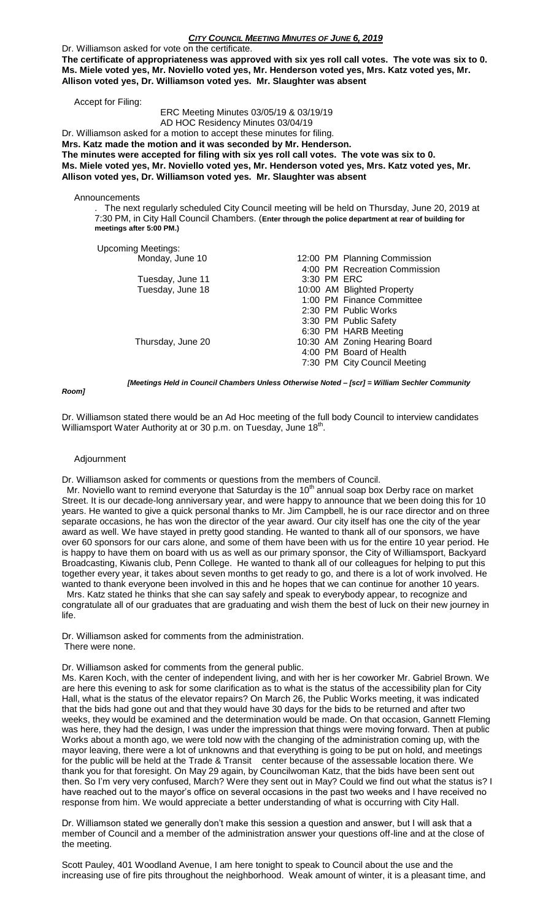Dr. Williamson asked for vote on the certificate.

**The certificate of appropriateness was approved with six yes roll call votes. The vote was six to 0. Ms. Miele voted yes, Mr. Noviello voted yes, Mr. Henderson voted yes, Mrs. Katz voted yes, Mr. Allison voted yes, Dr. Williamson voted yes. Mr. Slaughter was absent**

Accept for Filing:

ERC Meeting Minutes 03/05/19 & 03/19/19
AD HOC Residency Minutes 03/04/19

Dr. Williamson asked for a motion to accept these minutes for filing.

**Mrs. Katz made the motion and it was seconded by Mr. Henderson.**

**The minutes were accepted for filing with six yes roll call votes. The vote was six to 0. Ms. Miele voted yes, Mr. Noviello voted yes, Mr. Henderson voted yes, Mrs. Katz voted yes, Mr. Allison voted yes, Dr. Williamson voted yes. Mr. Slaughter was absent**

Announcements

. The next regularly scheduled City Council meeting will be held on Thursday, June 20, 2019 at 7:30 PM, in City Hall Council Chambers. (**Enter through the police department at rear of building for meetings after 5:00 PM.)**

Upcoming Meetings:

| | |
|---|---|
| Monday, June 10 | 12:00 PM Planning Commission |
| | 4:00 PM Recreation Commission |
| Tuesday, June 11 | 3:30 PM ERC |
| Tuesday, June 18 | 10:00 AM Blighted Property |
| | 1:00 PM Finance Committee |
| | 2:30 PM Public Works |
| | 3:30 PM Public Safety |
| | 6:30 PM HARB Meeting |
| Thursday, June 20 | 10:30 AM Zoning Hearing Board |
| | 4:00 PM Board of Health |
| | 7:30 PM City Council Meeting |

***[Meetings Held in Council Chambers Unless Otherwise Noted – [scr] = William Sechler Community Room]***

Dr. Williamson stated there would be an Ad Hoc meeting of the full body Council to interview candidates Williamsport Water Authority at or 30 p.m. on Tuesday, June 18th.

Adjournment

Dr. Williamson asked for comments or questions from the members of Council.

Mr. Noviello want to remind everyone that Saturday is the 10th annual soap box Derby race on market Street. It is our decade-long anniversary year, and were happy to announce that we been doing this for 10 years. He wanted to give a quick personal thanks to Mr. Jim Campbell, he is our race director and on three separate occasions, he has won the director of the year award. Our city itself has one the city of the year award as well. We have stayed in pretty good standing. He wanted to thank all of our sponsors, we have over 60 sponsors for our cars alone, and some of them have been with us for the entire 10 year period. He is happy to have them on board with us as well as our primary sponsor, the City of Williamsport, Backyard Broadcasting, Kiwanis club, Penn College. He wanted to thank all of our colleagues for helping to put this together every year, it takes about seven months to get ready to go, and there is a lot of work involved. He wanted to thank everyone been involved in this and he hopes that we can continue for another 10 years.

Mrs. Katz stated he thinks that she can say safely and speak to everybody appear, to recognize and congratulate all of our graduates that are graduating and wish them the best of luck on their new journey in life.

Dr. Williamson asked for comments from the administration.
There were none.

Dr. Williamson asked for comments from the general public.

Ms. Karen Koch, with the center of independent living, and with her is her coworker Mr. Gabriel Brown. We are here this evening to ask for some clarification as to what is the status of the accessibility plan for City Hall, what is the status of the elevator repairs? On March 26, the Public Works meeting, it was indicated that the bids had gone out and that they would have 30 days for the bids to be returned and after two weeks, they would be examined and the determination would be made. On that occasion, Gannett Fleming was here, they had the design, I was under the impression that things were moving forward. Then at public Works about a month ago, we were told now with the changing of the administration coming up, with the mayor leaving, there were a lot of unknowns and that everything is going to be put on hold, and meetings for the public will be held at the Trade & Transit center because of the assessable location there. We thank you for that foresight. On May 29 again, by Councilwoman Katz, that the bids have been sent out then. So I'm very very confused, March? Were they sent out in May? Could we find out what the status is? I have reached out to the mayor's office on several occasions in the past two weeks and I have received no response from him. We would appreciate a better understanding of what is occurring with City Hall.

Dr. Williamson stated we generally don't make this session a question and answer, but I will ask that a member of Council and a member of the administration answer your questions off-line and at the close of the meeting.

Scott Pauley, 401 Woodland Avenue, I am here tonight to speak to Council about the use and the increasing use of fire pits throughout the neighborhood. Weak amount of winter, it is a pleasant time, and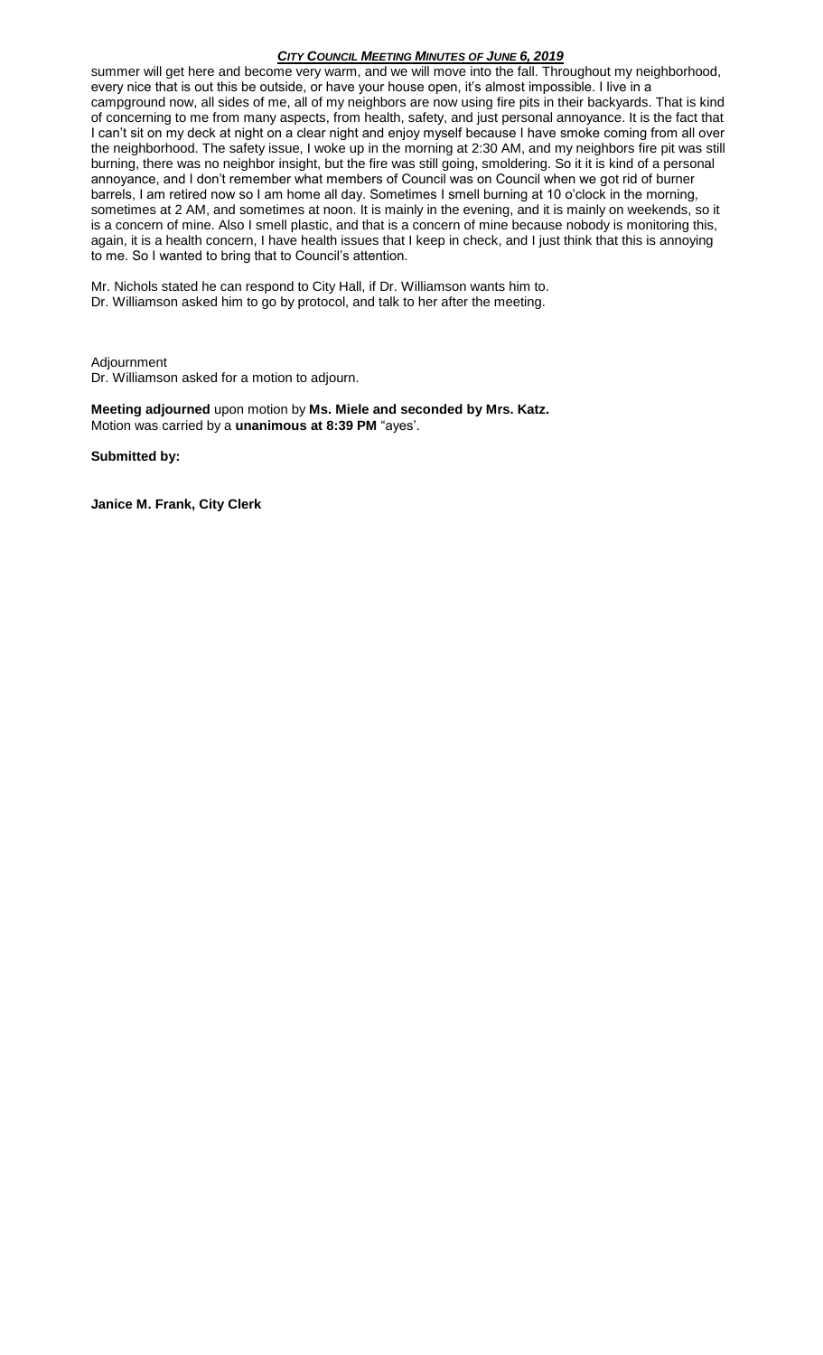summer will get here and become very warm, and we will move into the fall. Throughout my neighborhood, every nice that is out this be outside, or have your house open, it's almost impossible. I live in a campground now, all sides of me, all of my neighbors are now using fire pits in their backyards. That is kind of concerning to me from many aspects, from health, safety, and just personal annoyance. It is the fact that I can't sit on my deck at night on a clear night and enjoy myself because I have smoke coming from all over the neighborhood. The safety issue, I woke up in the morning at 2:30 AM, and my neighbors fire pit was still burning, there was no neighbor insight, but the fire was still going, smoldering. So it it is kind of a personal annoyance, and I don't remember what members of Council was on Council when we got rid of burner barrels, I am retired now so I am home all day. Sometimes I smell burning at 10 o'clock in the morning, sometimes at 2 AM, and sometimes at noon. It is mainly in the evening, and it is mainly on weekends, so it is a concern of mine. Also I smell plastic, and that is a concern of mine because nobody is monitoring this, again, it is a health concern, I have health issues that I keep in check, and I just think that this is annoying to me. So I wanted to bring that to Council's attention.

Mr. Nichols stated he can respond to City Hall, if Dr. Williamson wants him to.
Dr. Williamson asked him to go by protocol, and talk to her after the meeting.

Adjournment
Dr. Williamson asked for a motion to adjourn.

**Meeting adjourned** upon motion by **Ms. Miele and seconded by Mrs. Katz.**
Motion was carried by a **unanimous at 8:39 PM** "ayes'.

**Submitted by:**

**Janice M. Frank, City Clerk**